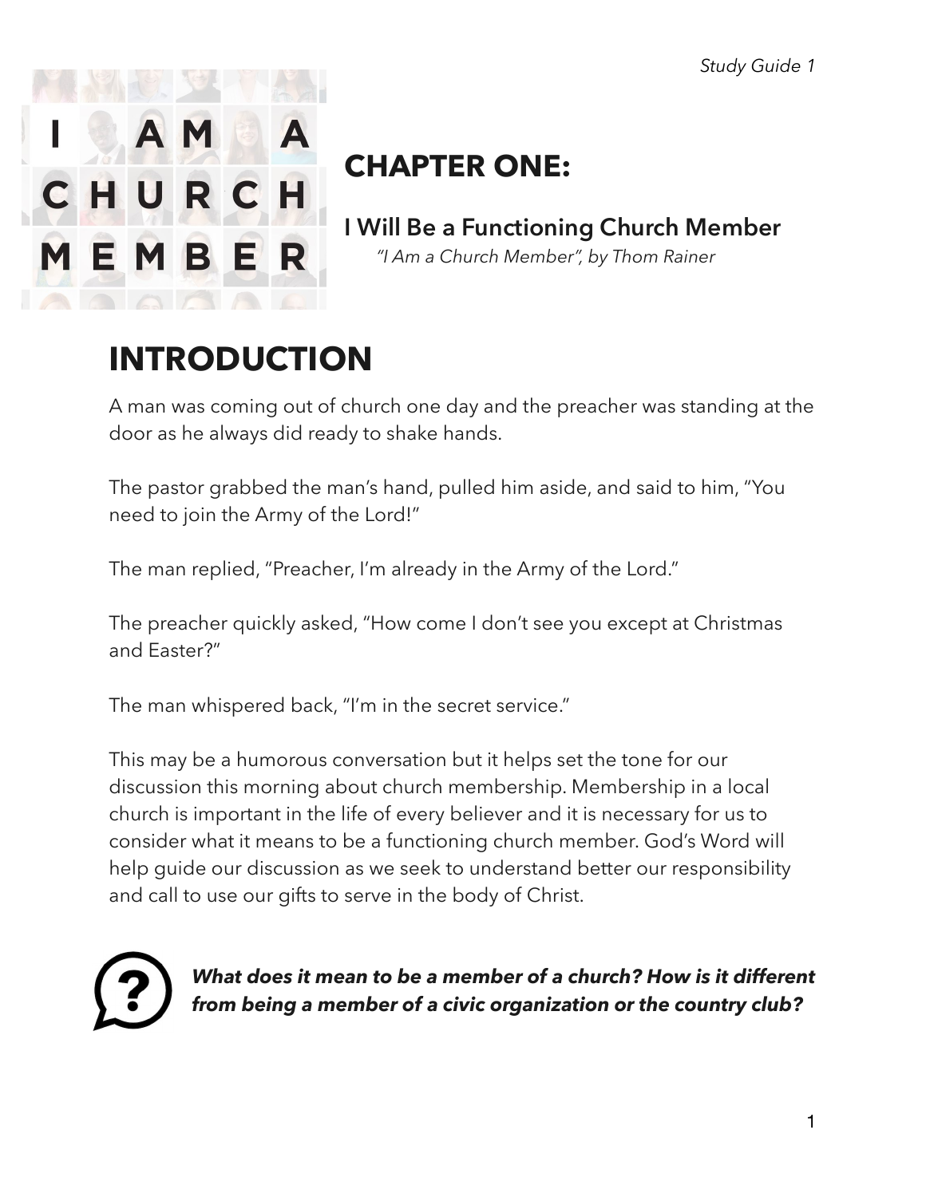# CHAPTER ONE:

## I Will Be a Functioning Church Member

*"I Am a Church Member", by Thom Rainer*

# INTRODUCTION

A man was coming out of church one day and the preacher was standing at the door as he always did ready to shake hands.

The pastor grabbed the man's hand, pulled him aside, and said to him, "You need to join the Army of the Lord!"

The man replied, "Preacher, I'm already in the Army of the Lord."

The preacher quickly asked, "How come I don't see you except at Christmas and Easter?"

The man whispered back, "I'm in the secret service."

This may be a humorous conversation but it helps set the tone for our discussion this morning about church membership. Membership in a local church is important in the life of every believer and it is necessary for us to consider what it means to be a functioning church member. God's Word will help guide our discussion as we seek to understand better our responsibility and call to use our gifts to serve in the body of Christ.

***What does it mean to be a member of a church? How is it different from being a member of a civic organization or the country club?***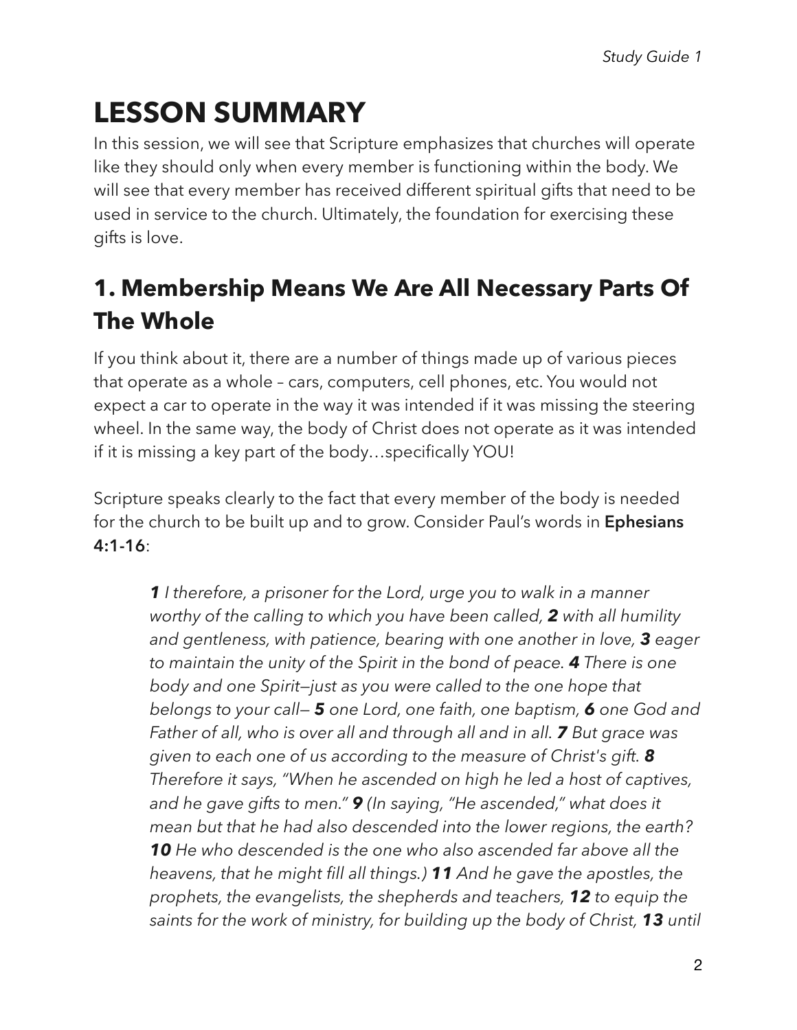# LESSON SUMMARY

In this session, we will see that Scripture emphasizes that churches will operate like they should only when every member is functioning within the body. We will see that every member has received different spiritual gifts that need to be used in service to the church. Ultimately, the foundation for exercising these gifts is love.

## 1. Membership Means We Are All Necessary Parts Of The Whole

If you think about it, there are a number of things made up of various pieces that operate as a whole – cars, computers, cell phones, etc. You would not expect a car to operate in the way it was intended if it was missing the steering wheel. In the same way, the body of Christ does not operate as it was intended if it is missing a key part of the body…specifically YOU!

Scripture speaks clearly to the fact that every member of the body is needed for the church to be built up and to grow. Consider Paul's words in **Ephesians 4:1-16**:

> ***1*** *I therefore, a prisoner for the Lord, urge you to walk in a manner worthy of the calling to which you have been called,* ***2*** *with all humility and gentleness, with patience, bearing with one another in love,* ***3*** *eager to maintain the unity of the Spirit in the bond of peace.* ***4*** *There is one body and one Spirit—just as you were called to the one hope that belongs to your call—* ***5*** *one Lord, one faith, one baptism,* ***6*** *one God and Father of all, who is over all and through all and in all.* ***7*** *But grace was given to each one of us according to the measure of Christ's gift.* ***8*** *Therefore it says, "When he ascended on high he led a host of captives, and he gave gifts to men."* ***9*** *(In saying, "He ascended," what does it mean but that he had also descended into the lower regions, the earth?* ***10*** *He who descended is the one who also ascended far above all the heavens, that he might fill all things.)* ***11*** *And he gave the apostles, the prophets, the evangelists, the shepherds and teachers,* ***12*** *to equip the saints for the work of ministry, for building up the body of Christ,* ***13*** *until*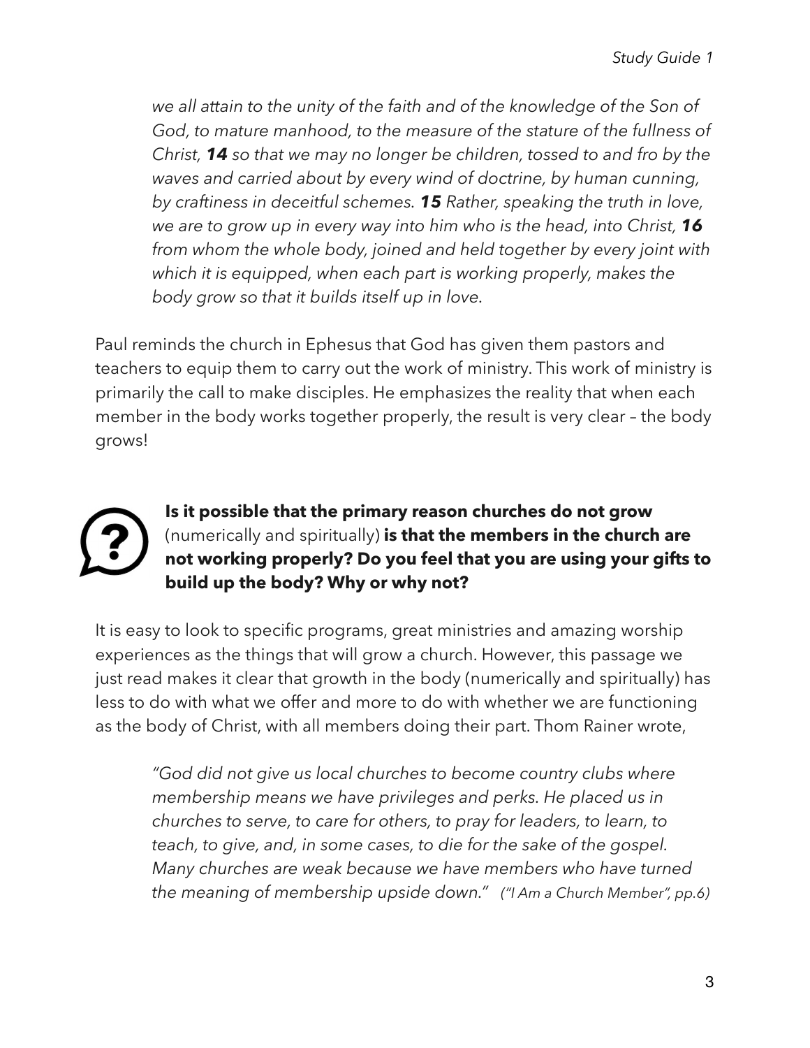*we all attain to the unity of the faith and of the knowledge of the Son of God, to mature manhood, to the measure of the stature of the fullness of Christ, **14** so that we may no longer be children, tossed to and fro by the waves and carried about by every wind of doctrine, by human cunning, by craftiness in deceitful schemes. **15** Rather, speaking the truth in love, we are to grow up in every way into him who is the head, into Christ, **16** from whom the whole body, joined and held together by every joint with which it is equipped, when each part is working properly, makes the body grow so that it builds itself up in love.*

Paul reminds the church in Ephesus that God has given them pastors and teachers to equip them to carry out the work of ministry. This work of ministry is primarily the call to make disciples. He emphasizes the reality that when each member in the body works together properly, the result is very clear – the body grows!

**Is it possible that the primary reason churches do not grow** (numerically and spiritually) **is that the members in the church are not working properly? Do you feel that you are using your gifts to build up the body? Why or why not?**

It is easy to look to specific programs, great ministries and amazing worship experiences as the things that will grow a church. However, this passage we just read makes it clear that growth in the body (numerically and spiritually) has less to do with what we offer and more to do with whether we are functioning as the body of Christ, with all members doing their part. Thom Rainer wrote,

> *"God did not give us local churches to become country clubs where membership means we have privileges and perks. He placed us in churches to serve, to care for others, to pray for leaders, to learn, to teach, to give, and, in some cases, to die for the sake of the gospel. Many churches are weak because we have members who have turned the meaning of membership upside down."* *("I Am a Church Member", pp.6)*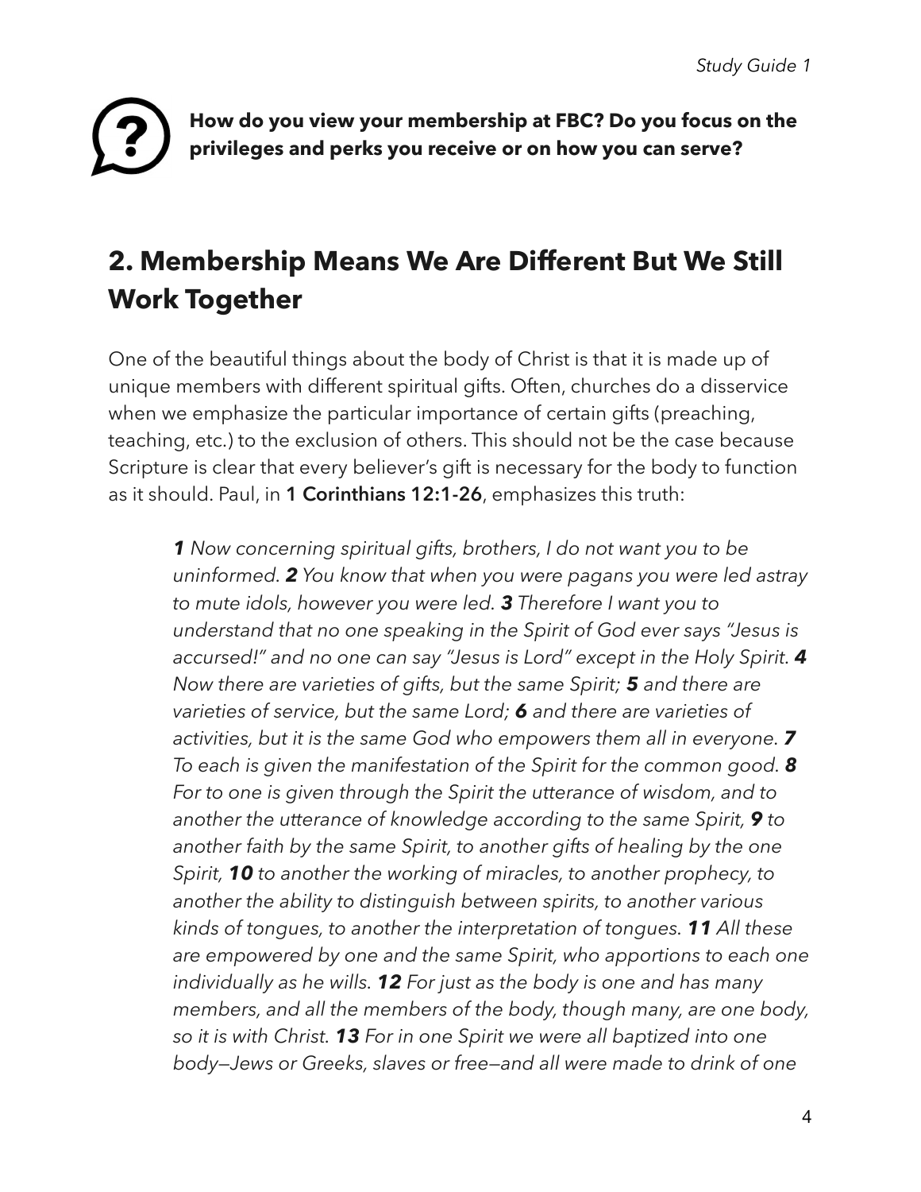**How do you view your membership at FBC? Do you focus on the privileges and perks you receive or on how you can serve?**

## 2. Membership Means We Are Different But We Still Work Together

One of the beautiful things about the body of Christ is that it is made up of unique members with different spiritual gifts. Often, churches do a disservice when we emphasize the particular importance of certain gifts (preaching, teaching, etc.) to the exclusion of others. This should not be the case because Scripture is clear that every believer's gift is necessary for the body to function as it should. Paul, in **1 Corinthians 12:1-26**, emphasizes this truth:

> ***1*** *Now concerning spiritual gifts, brothers, I do not want you to be uninformed.* ***2*** *You know that when you were pagans you were led astray to mute idols, however you were led.* ***3*** *Therefore I want you to understand that no one speaking in the Spirit of God ever says "Jesus is accursed!" and no one can say "Jesus is Lord" except in the Holy Spirit.* ***4*** *Now there are varieties of gifts, but the same Spirit;* ***5*** *and there are varieties of service, but the same Lord;* ***6*** *and there are varieties of activities, but it is the same God who empowers them all in everyone.* ***7*** *To each is given the manifestation of the Spirit for the common good.* ***8*** *For to one is given through the Spirit the utterance of wisdom, and to another the utterance of knowledge according to the same Spirit,* ***9*** *to another faith by the same Spirit, to another gifts of healing by the one Spirit,* ***10*** *to another the working of miracles, to another prophecy, to another the ability to distinguish between spirits, to another various kinds of tongues, to another the interpretation of tongues.* ***11*** *All these are empowered by one and the same Spirit, who apportions to each one individually as he wills.* ***12*** *For just as the body is one and has many members, and all the members of the body, though many, are one body, so it is with Christ.* ***13*** *For in one Spirit we were all baptized into one body—Jews or Greeks, slaves or free—and all were made to drink of one*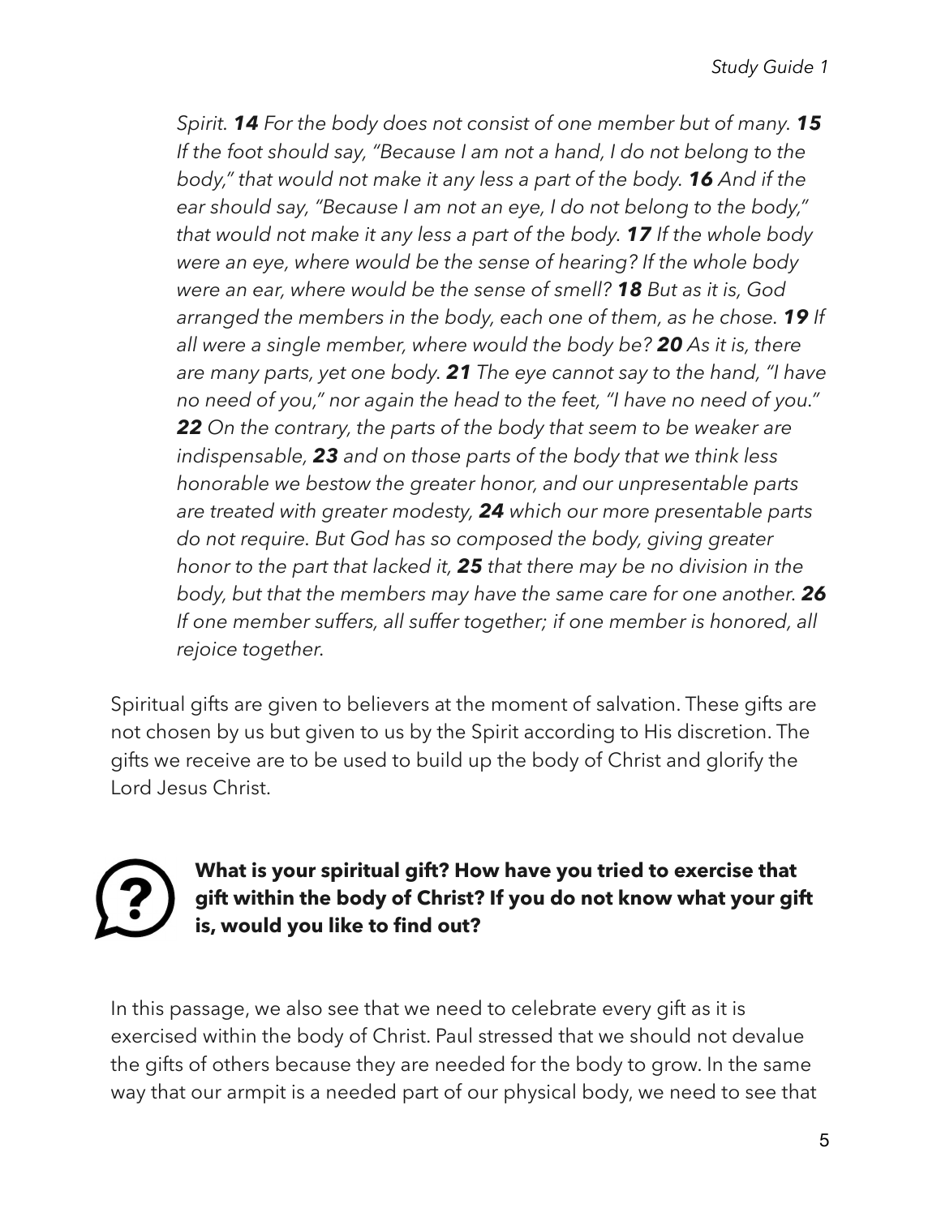*Spirit.* ***14*** *For the body does not consist of one member but of many.* ***15*** *If the foot should say, "Because I am not a hand, I do not belong to the body," that would not make it any less a part of the body.* ***16*** *And if the ear should say, "Because I am not an eye, I do not belong to the body," that would not make it any less a part of the body.* ***17*** *If the whole body were an eye, where would be the sense of hearing? If the whole body were an ear, where would be the sense of smell?* ***18*** *But as it is, God arranged the members in the body, each one of them, as he chose.* ***19*** *If all were a single member, where would the body be?* ***20*** *As it is, there are many parts, yet one body.* ***21*** *The eye cannot say to the hand, "I have no need of you," nor again the head to the feet, "I have no need of you."* ***22*** *On the contrary, the parts of the body that seem to be weaker are indispensable,* ***23*** *and on those parts of the body that we think less honorable we bestow the greater honor, and our unpresentable parts are treated with greater modesty,* ***24*** *which our more presentable parts do not require. But God has so composed the body, giving greater honor to the part that lacked it,* ***25*** *that there may be no division in the body, but that the members may have the same care for one another.* ***26*** *If one member suffers, all suffer together; if one member is honored, all rejoice together.*

Spiritual gifts are given to believers at the moment of salvation. These gifts are not chosen by us but given to us by the Spirit according to His discretion. The gifts we receive are to be used to build up the body of Christ and glorify the Lord Jesus Christ.

**What is your spiritual gift? How have you tried to exercise that gift within the body of Christ? If you do not know what your gift is, would you like to find out?**

In this passage, we also see that we need to celebrate every gift as it is exercised within the body of Christ. Paul stressed that we should not devalue the gifts of others because they are needed for the body to grow. In the same way that our armpit is a needed part of our physical body, we need to see that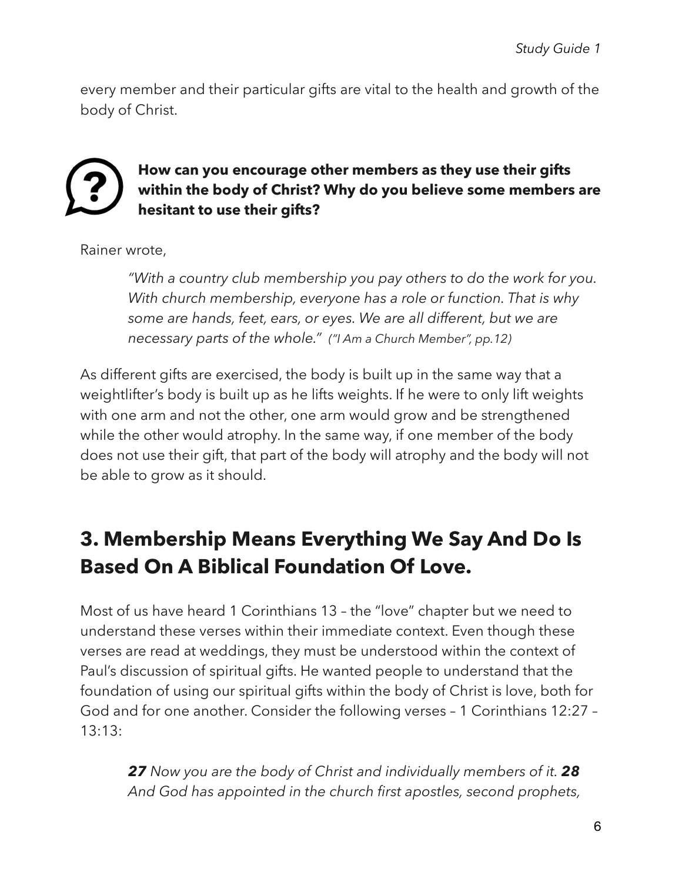every member and their particular gifts are vital to the health and growth of the body of Christ.

**How can you encourage other members as they use their gifts within the body of Christ? Why do you believe some members are hesitant to use their gifts?**

Rainer wrote,

> *"With a country club membership you pay others to do the work for you. With church membership, everyone has a role or function. That is why some are hands, feet, ears, or eyes. We are all different, but we are necessary parts of the whole." ("I Am a Church Member", pp.12)*

As different gifts are exercised, the body is built up in the same way that a weightlifter's body is built up as he lifts weights. If he were to only lift weights with one arm and not the other, one arm would grow and be strengthened while the other would atrophy. In the same way, if one member of the body does not use their gift, that part of the body will atrophy and the body will not be able to grow as it should.

## 3. Membership Means Everything We Say And Do Is Based On A Biblical Foundation Of Love.

Most of us have heard 1 Corinthians 13 – the "love" chapter but we need to understand these verses within their immediate context. Even though these verses are read at weddings, they must be understood within the context of Paul's discussion of spiritual gifts. He wanted people to understand that the foundation of using our spiritual gifts within the body of Christ is love, both for God and for one another. Consider the following verses – 1 Corinthians 12:27 – 13:13:

> ***27*** *Now you are the body of Christ and individually members of it.* ***28*** *And God has appointed in the church first apostles, second prophets,*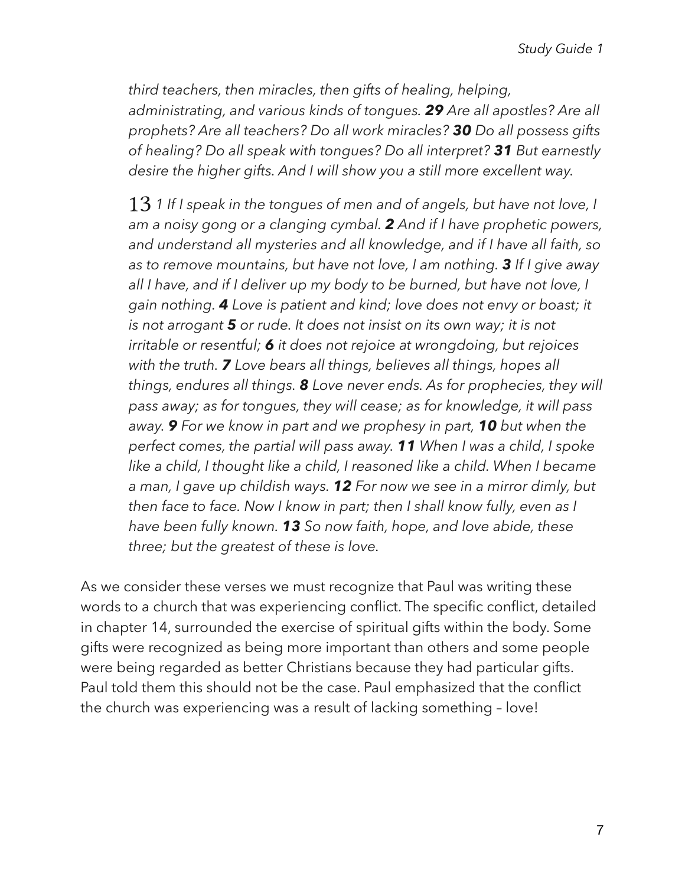*third teachers, then miracles, then gifts of healing, helping, administrating, and various kinds of tongues. **29** Are all apostles? Are all prophets? Are all teachers? Do all work miracles? **30** Do all possess gifts of healing? Do all speak with tongues? Do all interpret? **31** But earnestly desire the higher gifts. And I will show you a still more excellent way.*

13 *1 If I speak in the tongues of men and of angels, but have not love, I am a noisy gong or a clanging cymbal. **2** And if I have prophetic powers, and understand all mysteries and all knowledge, and if I have all faith, so as to remove mountains, but have not love, I am nothing. **3** If I give away all I have, and if I deliver up my body to be burned, but have not love, I gain nothing. **4** Love is patient and kind; love does not envy or boast; it is not arrogant **5** or rude. It does not insist on its own way; it is not irritable or resentful; **6** it does not rejoice at wrongdoing, but rejoices with the truth. **7** Love bears all things, believes all things, hopes all things, endures all things. **8** Love never ends. As for prophecies, they will pass away; as for tongues, they will cease; as for knowledge, it will pass away. **9** For we know in part and we prophesy in part, **10** but when the perfect comes, the partial will pass away. **11** When I was a child, I spoke like a child, I thought like a child, I reasoned like a child. When I became a man, I gave up childish ways. **12** For now we see in a mirror dimly, but then face to face. Now I know in part; then I shall know fully, even as I have been fully known. **13** So now faith, hope, and love abide, these three; but the greatest of these is love.*

As we consider these verses we must recognize that Paul was writing these words to a church that was experiencing conflict. The specific conflict, detailed in chapter 14, surrounded the exercise of spiritual gifts within the body. Some gifts were recognized as being more important than others and some people were being regarded as better Christians because they had particular gifts. Paul told them this should not be the case. Paul emphasized that the conflict the church was experiencing was a result of lacking something – love!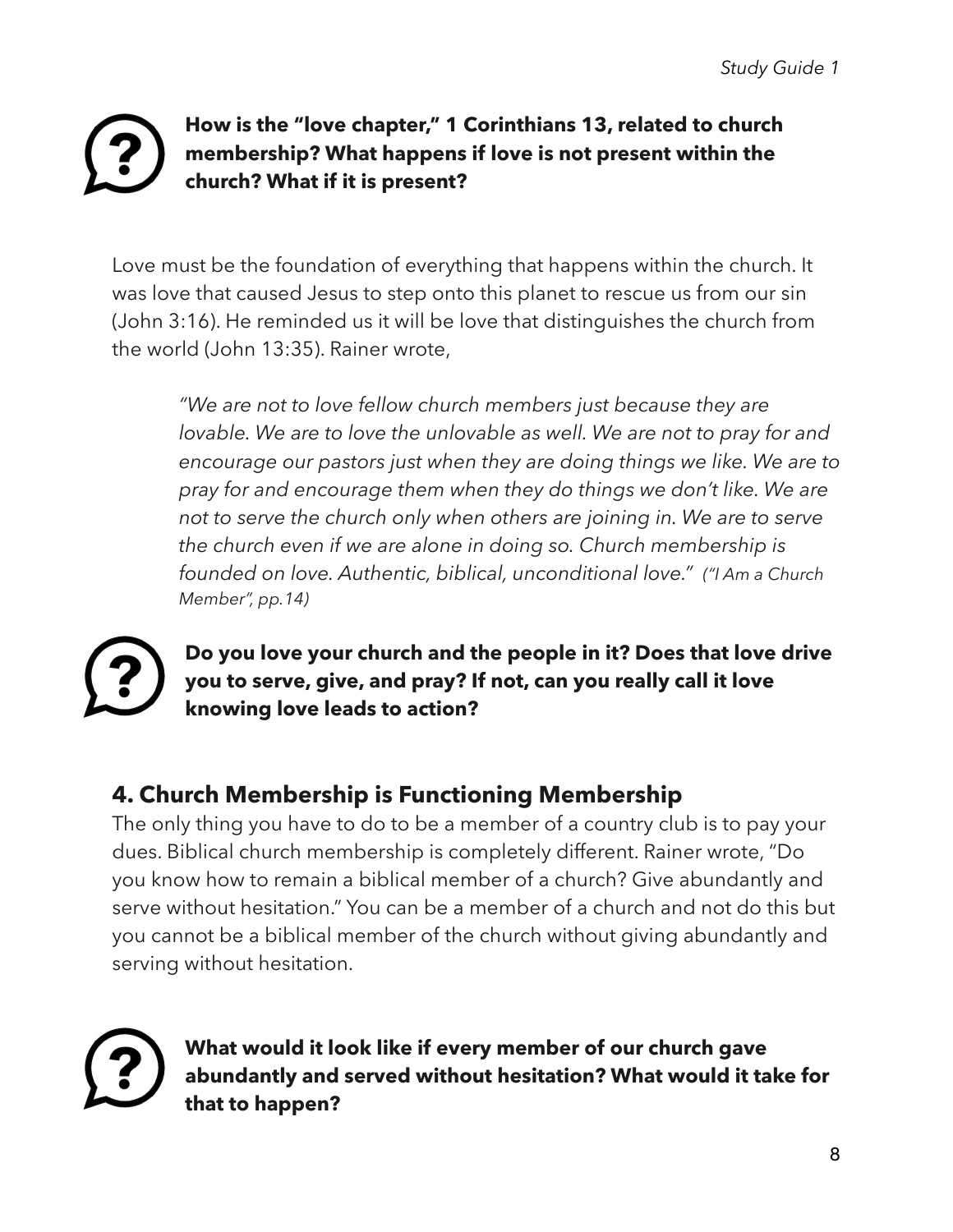**How is the "love chapter," 1 Corinthians 13, related to church membership? What happens if love is not present within the church? What if it is present?**

Love must be the foundation of everything that happens within the church. It was love that caused Jesus to step onto this planet to rescue us from our sin (John 3:16). He reminded us it will be love that distinguishes the church from the world (John 13:35). Rainer wrote,

> *"We are not to love fellow church members just because they are lovable. We are to love the unlovable as well. We are not to pray for and encourage our pastors just when they are doing things we like. We are to pray for and encourage them when they do things we don't like. We are not to serve the church only when others are joining in. We are to serve the church even if we are alone in doing so. Church membership is founded on love. Authentic, biblical, unconditional love." ("I Am a Church Member", pp.14)*

**Do you love your church and the people in it? Does that love drive you to serve, give, and pray? If not, can you really call it love knowing love leads to action?**

## 4. Church Membership is Functioning Membership

The only thing you have to do to be a member of a country club is to pay your dues. Biblical church membership is completely different. Rainer wrote, "Do you know how to remain a biblical member of a church? Give abundantly and serve without hesitation." You can be a member of a church and not do this but you cannot be a biblical member of the church without giving abundantly and serving without hesitation.

**What would it look like if every member of our church gave abundantly and served without hesitation? What would it take for that to happen?**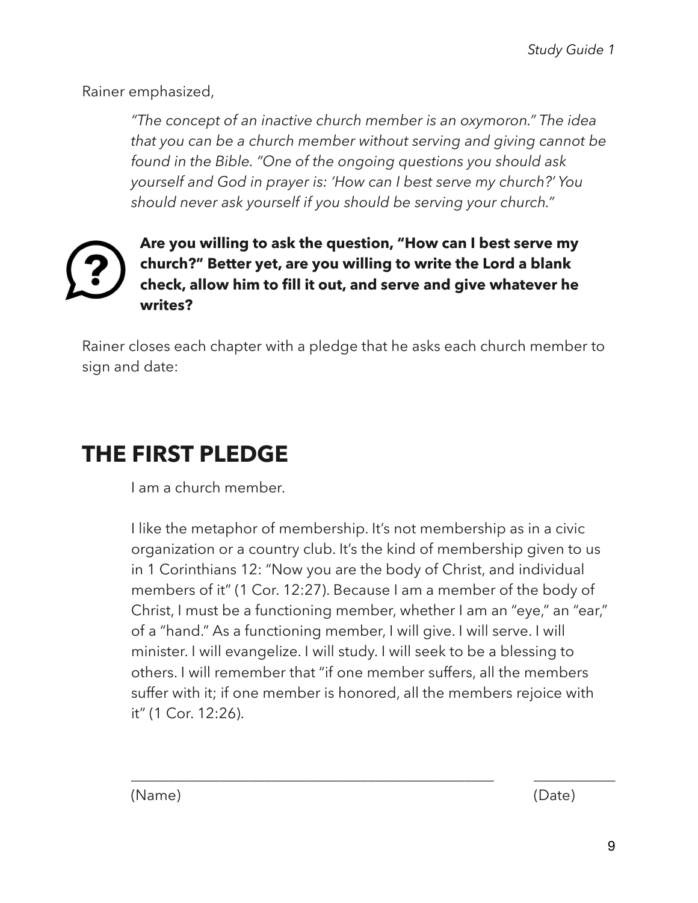Rainer emphasized,

> *"The concept of an inactive church member is an oxymoron." The idea that you can be a church member without serving and giving cannot be found in the Bible. "One of the ongoing questions you should ask yourself and God in prayer is: 'How can I best serve my church?' You should never ask yourself if you should be serving your church."*

**Are you willing to ask the question, "How can I best serve my church?" Better yet, are you willing to write the Lord a blank check, allow him to fill it out, and serve and give whatever he writes?**

Rainer closes each chapter with a pledge that he asks each church member to sign and date:

## THE FIRST PLEDGE

I am a church member.

I like the metaphor of membership. It's not membership as in a civic organization or a country club. It's the kind of membership given to us in 1 Corinthians 12: "Now you are the body of Christ, and individual members of it" (1 Cor. 12:27). Because I am a member of the body of Christ, I must be a functioning member, whether I am an "eye," an "ear," of a "hand." As a functioning member, I will give. I will serve. I will minister. I will evangelize. I will study. I will seek to be a blessing to others. I will remember that "if one member suffers, all the members suffer with it; if one member is honored, all the members rejoice with it" (1 Cor. 12:26).

\_\_\_\_\_\_\_\_\_\_\_\_\_\_\_\_\_\_\_\_\_\_\_\_\_\_\_\_\_\_\_\_\_\_\_\_\_\_\_\_\_\_\_\_ \_\_\_\_\_\_\_\_\_\_\_\_

(Name) (Date)